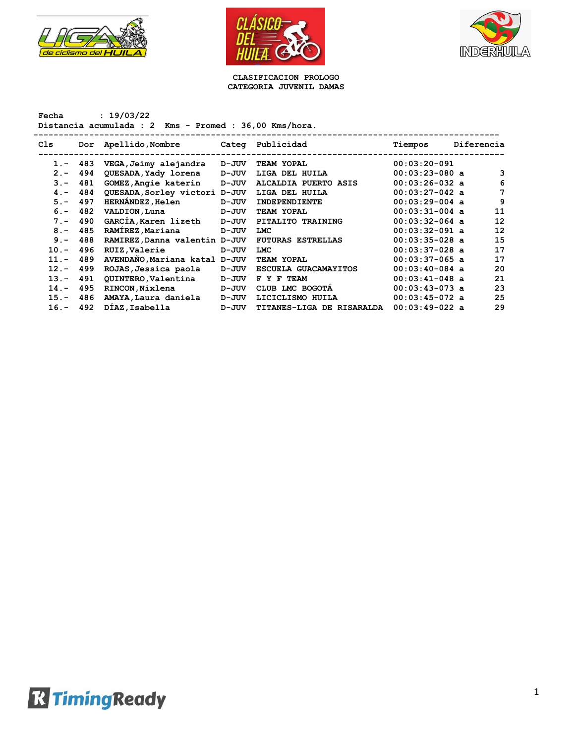# CLASIFICACION PROLOGO
## CATEGORIA JUVENIL DAMAS

**Fecha : 19/03/22**
**Distancia acumulada : 2 Kms - Promed : 36,00 Kms/hora.**

| Cls | Dor | Apellido,Nombre | Categ | Publicidad | Tiempos | Diferencia |
|---|---|---|---|---|---|---|
| 1.- | 483 | VEGA,Jeimy alejandra | D-JUV | TEAM YOPAL | 00:03:20-091 | |
| 2.- | 494 | QUESADA,Yady lorena | D-JUV | LIGA DEL HUILA | 00:03:23-080 a | 3 |
| 3.- | 481 | GOMEZ,Angie katerin | D-JUV | ALCALDIA PUERTO ASIS | 00:03:26-032 a | 6 |
| 4.- | 484 | QUESADA,Sorley victori | D-JUV | LIGA DEL HUILA | 00:03:27-042 a | 7 |
| 5.- | 497 | HERNÁNDEZ,Helen | D-JUV | INDEPENDIENTE | 00:03:29-004 a | 9 |
| 6.- | 482 | VALDION,Luna | D-JUV | TEAM YOPAL | 00:03:31-004 a | 11 |
| 7.- | 490 | GARCÍA,Karen lizeth | D-JUV | PITALITO TRAINING | 00:03:32-064 a | 12 |
| 8.- | 485 | RAMÍREZ,Mariana | D-JUV | LMC | 00:03:32-091 a | 12 |
| 9.- | 488 | RAMIREZ,Danna valentin | D-JUV | FUTURAS ESTRELLAS | 00:03:35-028 a | 15 |
| 10.- | 496 | RUIZ,Valerie | D-JUV | LMC | 00:03:37-028 a | 17 |
| 11.- | 489 | AVENDAÑO,Mariana katal | D-JUV | TEAM YOPAL | 00:03:37-065 a | 17 |
| 12.- | 499 | ROJAS,Jessica paola | D-JUV | ESCUELA GUACAMAYITOS | 00:03:40-084 a | 20 |
| 13.- | 491 | QUINTERO,Valentina | D-JUV | F Y F TEAM | 00:03:41-048 a | 21 |
| 14.- | 495 | RINCON,Nixlena | D-JUV | CLUB LMC BOGOTÁ | 00:03:43-073 a | 23 |
| 15.- | 486 | AMAYA,Laura daniela | D-JUV | LICICLISMO HUILA | 00:03:45-072 a | 25 |
| 16.- | 492 | DÍAZ,Isabella | D-JUV | TITANES-LIGA DE RISARALDA | 00:03:49-022 a | 29 |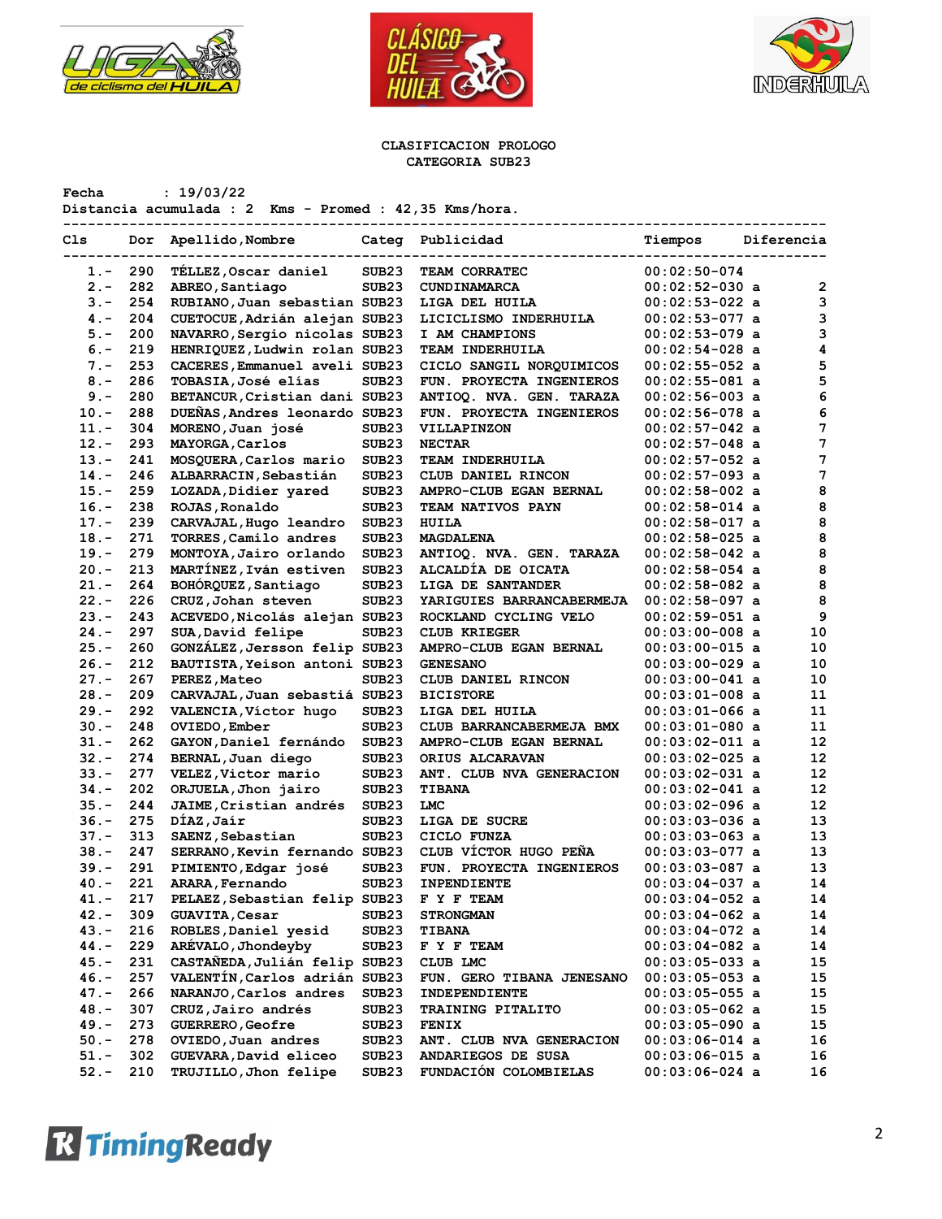**CLASIFICACION PROLOGO**
**CATEGORIA SUB23**

**Fecha : 19/03/22**
**Distancia acumulada : 2 Kms - Promed : 42,35 Kms/hora.**

| Cls | Dor | Apellido,Nombre | Categ | Publicidad | Tiempos | Diferencia |
|---|---|---|---|---|---|---|
| 1.- | 290 | TÉLLEZ,Oscar daniel | SUB23 | TEAM CORRATEC | 00:02:50-074 | |
| 2.- | 282 | ABREO,Santiago | SUB23 | CUNDINAMARCA | 00:02:52-030 a | 2 |
| 3.- | 254 | RUBIANO,Juan sebastian | SUB23 | LIGA DEL HUILA | 00:02:53-022 a | 3 |
| 4.- | 204 | CUETOCUE,Adrián alejan | SUB23 | LICICLISMO INDERHUILA | 00:02:53-077 a | 3 |
| 5.- | 200 | NAVARRO,Sergio nicolas | SUB23 | I AM CHAMPIONS | 00:02:53-079 a | 3 |
| 6.- | 219 | HENRIQUEZ,Ludwin rolan | SUB23 | TEAM INDERHUILA | 00:02:54-028 a | 4 |
| 7.- | 253 | CACERES,Emmanuel aveli | SUB23 | CICLO SANGIL NORQUIMICOS | 00:02:55-052 a | 5 |
| 8.- | 286 | TOBASIA,José elías | SUB23 | FUN. PROYECTA INGENIEROS | 00:02:55-081 a | 5 |
| 9.- | 280 | BETANCUR,Cristian dani | SUB23 | ANTIOQ. NVA. GEN. TARAZA | 00:02:56-003 a | 6 |
| 10.- | 288 | DUEÑAS,Andres leonardo | SUB23 | FUN. PROYECTA INGENIEROS | 00:02:56-078 a | 6 |
| 11.- | 304 | MORENO,Juan josé | SUB23 | VILLAPINZON | 00:02:57-042 a | 7 |
| 12.- | 293 | MAYORGA,Carlos | SUB23 | NECTAR | 00:02:57-048 a | 7 |
| 13.- | 241 | MOSQUERA,Carlos mario | SUB23 | TEAM INDERHUILA | 00:02:57-052 a | 7 |
| 14.- | 246 | ALBARRACIN,Sebastián | SUB23 | CLUB DANIEL RINCON | 00:02:57-093 a | 7 |
| 15.- | 259 | LOZADA,Didier yared | SUB23 | AMPRO-CLUB EGAN BERNAL | 00:02:58-002 a | 8 |
| 16.- | 238 | ROJAS,Ronaldo | SUB23 | TEAM NATIVOS PAYN | 00:02:58-014 a | 8 |
| 17.- | 239 | CARVAJAL,Hugo leandro | SUB23 | HUILA | 00:02:58-017 a | 8 |
| 18.- | 271 | TORRES,Camilo andres | SUB23 | MAGDALENA | 00:02:58-025 a | 8 |
| 19.- | 279 | MONTOYA,Jairo orlando | SUB23 | ANTIOQ. NVA. GEN. TARAZA | 00:02:58-042 a | 8 |
| 20.- | 213 | MARTÍNEZ,Iván estiven | SUB23 | ALCALDÍA DE OICATA | 00:02:58-054 a | 8 |
| 21.- | 264 | BOHÓRQUEZ,Santiago | SUB23 | LIGA DE SANTANDER | 00:02:58-082 a | 8 |
| 22.- | 226 | CRUZ,Johan steven | SUB23 | YARIGUIES BARRANCABERMEJA | 00:02:58-097 a | 8 |
| 23.- | 243 | ACEVEDO,Nicolás alejan | SUB23 | ROCKLAND CYCLING VELO | 00:02:59-051 a | 9 |
| 24.- | 297 | SUA,David felipe | SUB23 | CLUB KRIEGER | 00:03:00-008 a | 10 |
| 25.- | 260 | GONZÁLEZ,Jersson felip | SUB23 | AMPRO-CLUB EGAN BERNAL | 00:03:00-015 a | 10 |
| 26.- | 212 | BAUTISTA,Yeison antoni | SUB23 | GENESANO | 00:03:00-029 a | 10 |
| 27.- | 267 | PEREZ,Mateo | SUB23 | CLUB DANIEL RINCON | 00:03:00-041 a | 10 |
| 28.- | 209 | CARVAJAL,Juan sebastiá | SUB23 | BICISTORE | 00:03:01-008 a | 11 |
| 29.- | 292 | VALENCIA,Víctor hugo | SUB23 | LIGA DEL HUILA | 00:03:01-066 a | 11 |
| 30.- | 248 | OVIEDO,Ember | SUB23 | CLUB BARRANCABERMEJA BMX | 00:03:01-080 a | 11 |
| 31.- | 262 | GAYON,Daniel fernándo | SUB23 | AMPRO-CLUB EGAN BERNAL | 00:03:02-011 a | 12 |
| 32.- | 274 | BERNAL,Juan diego | SUB23 | ORIUS ALCARAVAN | 00:03:02-025 a | 12 |
| 33.- | 277 | VELEZ,Victor mario | SUB23 | ANT. CLUB NVA GENERACION | 00:03:02-031 a | 12 |
| 34.- | 202 | ORJUELA,Jhon jairo | SUB23 | TIBANA | 00:03:02-041 a | 12 |
| 35.- | 244 | JAIME,Cristian andrés | SUB23 | LMC | 00:03:02-096 a | 12 |
| 36.- | 275 | DÍAZ,Jair | SUB23 | LIGA DE SUCRE | 00:03:03-036 a | 13 |
| 37.- | 313 | SAENZ,Sebastian | SUB23 | CICLO FUNZA | 00:03:03-063 a | 13 |
| 38.- | 247 | SERRANO,Kevin fernando | SUB23 | CLUB VÍCTOR HUGO PEÑA | 00:03:03-077 a | 13 |
| 39.- | 291 | PIMIENTO,Edgar josé | SUB23 | FUN. PROYECTA INGENIEROS | 00:03:03-087 a | 13 |
| 40.- | 221 | ARARA,Fernando | SUB23 | INPENDIENTE | 00:03:04-037 a | 14 |
| 41.- | 217 | PELAEZ,Sebastian felip | SUB23 | F Y F TEAM | 00:03:04-052 a | 14 |
| 42.- | 309 | GUAVITA,Cesar | SUB23 | STRONGMAN | 00:03:04-062 a | 14 |
| 43.- | 216 | ROBLES,Daniel yesid | SUB23 | TIBANA | 00:03:04-072 a | 14 |
| 44.- | 229 | ARÉVALO,Jhondeyby | SUB23 | F Y F TEAM | 00:03:04-082 a | 14 |
| 45.- | 231 | CASTAÑEDA,Julián felip | SUB23 | CLUB LMC | 00:03:05-033 a | 15 |
| 46.- | 257 | VALENTÍN,Carlos adrián | SUB23 | FUN. GERO TIBANA JENESANO | 00:03:05-053 a | 15 |
| 47.- | 266 | NARANJO,Carlos andres | SUB23 | INDEPENDIENTE | 00:03:05-055 a | 15 |
| 48.- | 307 | CRUZ,Jairo andrés | SUB23 | TRAINING PITALITO | 00:03:05-062 a | 15 |
| 49.- | 273 | GUERRERO,Geofre | SUB23 | FENIX | 00:03:05-090 a | 15 |
| 50.- | 278 | OVIEDO,Juan andres | SUB23 | ANT. CLUB NVA GENERACION | 00:03:06-014 a | 16 |
| 51.- | 302 | GUEVARA,David eliceo | SUB23 | ANDARIEGOS DE SUSA | 00:03:06-015 a | 16 |
| 52.- | 210 | TRUJILLO,Jhon felipe | SUB23 | FUNDACIÓN COLOMBIELAS | 00:03:06-024 a | 16 |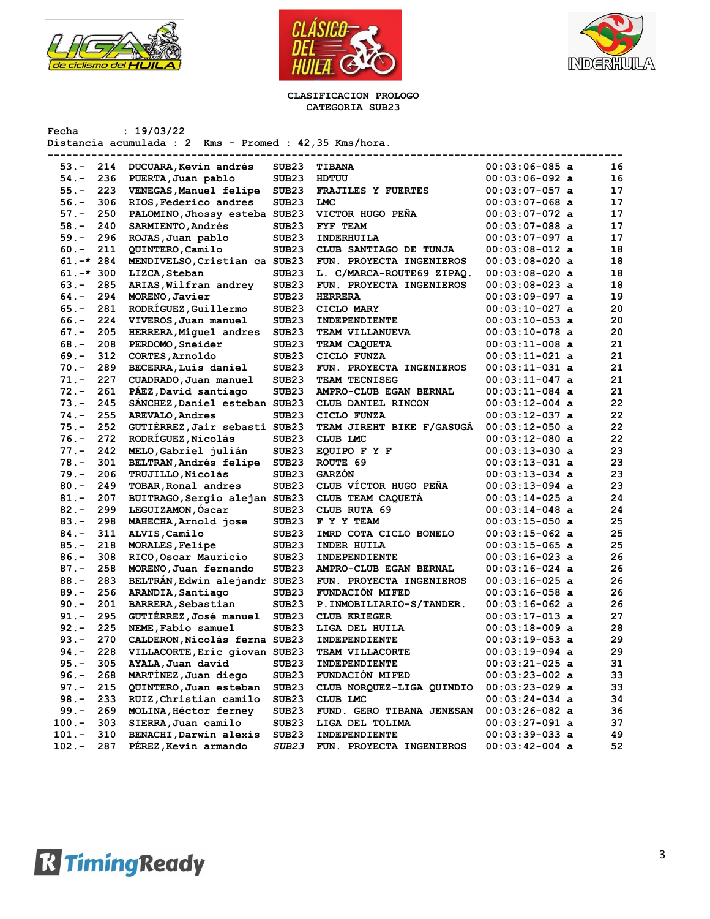CLASIFICACION PROLOGO
CATEGORIA SUB23

Fecha : 19/03/22
Distancia acumulada : 2 Kms - Promed : 42,35 Kms/hora.

| Pos. | Dorsal | Nombre | Cat. | Equipo | Tiempo | | Dif. |
|---|---|---|---|---|---|---|---|
| 53.- | 214 | DUCUARA,Kevin andrés | SUB23 | TIBANA | 00:03:06-085 | a | 16 |
| 54.- | 236 | PUERTA,Juan pablo | SUB23 | HDTUU | 00:03:06-092 | a | 16 |
| 55.- | 223 | VENEGAS,Manuel felipe | SUB23 | FRAJILES Y FUERTES | 00:03:07-057 | a | 17 |
| 56.- | 306 | RIOS,Federico andres | SUB23 | LMC | 00:03:07-068 | a | 17 |
| 57.- | 250 | PALOMINO,Jhossy esteba | SUB23 | VICTOR HUGO PEÑA | 00:03:07-072 | a | 17 |
| 58.- | 240 | SARMIENTO,Andrés | SUB23 | FYF TEAM | 00:03:07-088 | a | 17 |
| 59.- | 296 | ROJAS,Juan pablo | SUB23 | INDERHUILA | 00:03:07-097 | a | 17 |
| 60.- | 211 | QUINTERO,Camilo | SUB23 | CLUB SANTIAGO DE TUNJA | 00:03:08-012 | a | 18 |
| 61.-* | 284 | MENDIVELSO,Cristian ca | SUB23 | FUN. PROYECTA INGENIEROS | 00:03:08-020 | a | 18 |
| 61.-* | 300 | LIZCA,Steban | SUB23 | L. C/MARCA-ROUTE69 ZIPAQ. | 00:03:08-020 | a | 18 |
| 63.- | 285 | ARIAS,Wilfran andrey | SUB23 | FUN. PROYECTA INGENIEROS | 00:03:08-023 | a | 18 |
| 64.- | 294 | MORENO,Javier | SUB23 | HERRERA | 00:03:09-097 | a | 19 |
| 65.- | 281 | RODRÍGUEZ,Guillermo | SUB23 | CICLO MARY | 00:03:10-027 | a | 20 |
| 66.- | 224 | VIVEROS,Juan manuel | SUB23 | INDEPENDIENTE | 00:03:10-053 | a | 20 |
| 67.- | 205 | HERRERA,Miguel andres | SUB23 | TEAM VILLANUEVA | 00:03:10-078 | a | 20 |
| 68.- | 208 | PERDOMO,Sneider | SUB23 | TEAM CAQUETA | 00:03:11-008 | a | 21 |
| 69.- | 312 | CORTES,Arnoldo | SUB23 | CICLO FUNZA | 00:03:11-021 | a | 21 |
| 70.- | 289 | BECERRA,Luis daniel | SUB23 | FUN. PROYECTA INGENIEROS | 00:03:11-031 | a | 21 |
| 71.- | 227 | CUADRADO,Juan manuel | SUB23 | TEAM TECNISEG | 00:03:11-047 | a | 21 |
| 72.- | 261 | PÁEZ,David santiago | SUB23 | AMPRO-CLUB EGAN BERNAL | 00:03:11-084 | a | 21 |
| 73.- | 245 | SÁNCHEZ,Daniel esteban | SUB23 | CLUB DANIEL RINCON | 00:03:12-004 | a | 22 |
| 74.- | 255 | AREVALO,Andres | SUB23 | CICLO FUNZA | 00:03:12-037 | a | 22 |
| 75.- | 252 | GUTIÉRREZ,Jair sebasti | SUB23 | TEAM JIREHT BIKE F/GASUGÁ | 00:03:12-050 | a | 22 |
| 76.- | 272 | RODRÍGUEZ,Nicolás | SUB23 | CLUB LMC | 00:03:12-080 | a | 22 |
| 77.- | 242 | MELO,Gabriel julián | SUB23 | EQUIPO F Y F | 00:03:13-030 | a | 23 |
| 78.- | 301 | BELTRAN,Andrés felipe | SUB23 | ROUTE 69 | 00:03:13-031 | a | 23 |
| 79.- | 206 | TRUJILLO,Nicolás | SUB23 | GARZÓN | 00:03:13-034 | a | 23 |
| 80.- | 249 | TOBAR,Ronal andres | SUB23 | CLUB VÍCTOR HUGO PEÑA | 00:03:13-094 | a | 23 |
| 81.- | 207 | BUITRAGO,Sergio alejan | SUB23 | CLUB TEAM CAQUETÁ | 00:03:14-025 | a | 24 |
| 82.- | 299 | LEGUIZAMON,Óscar | SUB23 | CLUB RUTA 69 | 00:03:14-048 | a | 24 |
| 83.- | 298 | MAHECHA,Arnold jose | SUB23 | F Y Y TEAM | 00:03:15-050 | a | 25 |
| 84.- | 311 | ALVIS,Camilo | SUB23 | IMRD COTA CICLO BONELO | 00:03:15-062 | a | 25 |
| 85.- | 218 | MORALES,Felipe | SUB23 | INDER HUILA | 00:03:15-065 | a | 25 |
| 86.- | 308 | RICO,Oscar Mauricio | SUB23 | INDEPENDIENTE | 00:03:16-023 | a | 26 |
| 87.- | 258 | MORENO,Juan fernando | SUB23 | AMPRO-CLUB EGAN BERNAL | 00:03:16-024 | a | 26 |
| 88.- | 283 | BELTRÁN,Edwin alejandr | SUB23 | FUN. PROYECTA INGENIEROS | 00:03:16-025 | a | 26 |
| 89.- | 256 | ARANDIA,Santiago | SUB23 | FUNDACIÓN MIFED | 00:03:16-058 | a | 26 |
| 90.- | 201 | BARRERA,Sebastian | SUB23 | P.INMOBILIARIO-S/TANDER. | 00:03:16-062 | a | 26 |
| 91.- | 295 | GUTIÉRREZ,José manuel | SUB23 | CLUB KRIEGER | 00:03:17-013 | a | 27 |
| 92.- | 225 | NEME,Fabio samuel | SUB23 | LIGA DEL HUILA | 00:03:18-009 | a | 28 |
| 93.- | 270 | CALDERON,Nicolás ferna | SUB23 | INDEPENDIENTE | 00:03:19-053 | a | 29 |
| 94.- | 228 | VILLACORTE,Eric giovan | SUB23 | TEAM VILLACORTE | 00:03:19-094 | a | 29 |
| 95.- | 305 | AYALA,Juan david | SUB23 | INDEPENDIENTE | 00:03:21-025 | a | 31 |
| 96.- | 268 | MARTÍNEZ,Juan diego | SUB23 | FUNDACIÓN MIFED | 00:03:23-002 | a | 33 |
| 97.- | 215 | QUINTERO,Juan esteban | SUB23 | CLUB NORQUEZ-LIGA QUINDIO | 00:03:23-029 | a | 33 |
| 98.- | 233 | RUIZ,Christian camilo | SUB23 | CLUB LMC | 00:03:24-034 | a | 34 |
| 99.- | 269 | MOLINA,Héctor ferney | SUB23 | FUND. GERO TIBANA JENESAN | 00:03:26-082 | a | 36 |
| 100.- | 303 | SIERRA,Juan camilo | SUB23 | LIGA DEL TOLIMA | 00:03:27-091 | a | 37 |
| 101.- | 310 | BENACHI,Darwin alexis | SUB23 | INDEPENDIENTE | 00:03:39-033 | a | 49 |
| 102.- | 287 | PÉREZ,Kevin armando | *SUB23* | FUN. PROYECTA INGENIEROS | 00:03:42-004 | a | 52 |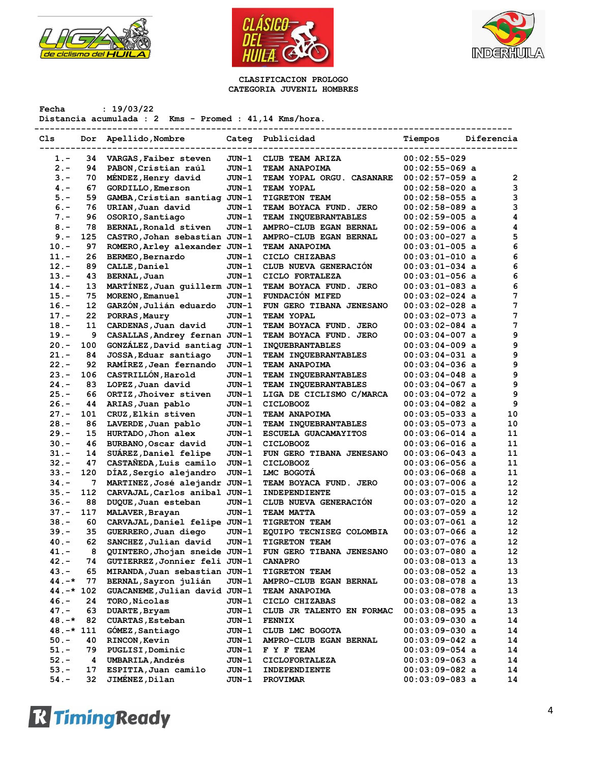CLASIFICACION PROLOGO
CATEGORIA JUVENIL HOMBRES

Fecha : 19/03/22
Distancia acumulada : 2 Kms - Promed : 41,14 Kms/hora.

| Cls | Dor | Apellido,Nombre | Categ | Publicidad | Tiempos | Diferencia |
|---|---|---|---|---|---|---|
| 1.- | 34 | VARGAS,Faiber steven | JUN-1 | CLUB TEAM ARIZA | 00:02:55-029 | |
| 2.- | 94 | PABON,Cristian raúl | JUN-1 | TEAM ANAPOIMA | 00:02:55-069 a | |
| 3.- | 70 | MÉNDEZ,Henry david | JUN-1 | TEAM YOPAL ORGU. CASANARE | 00:02:57-059 a | 2 |
| 4.- | 67 | GORDILLO,Emerson | JUN-1 | TEAM YOPAL | 00:02:58-020 a | 3 |
| 5.- | 59 | GAMBA,Cristian santiag | JUN-1 | TIGRETON TEAM | 00:02:58-055 a | 3 |
| 6.- | 76 | URIAN,Juan david | JUN-1 | TEAM BOYACA FUND. JERO | 00:02:58-089 a | 3 |
| 7.- | 96 | OSORIO,Santiago | JUN-1 | TEAM INQUEBRANTABLES | 00:02:59-005 a | 4 |
| 8.- | 78 | BERNAL,Ronald stiven | JUN-1 | AMPRO-CLUB EGAN BERNAL | 00:02:59-006 a | 4 |
| 9.- | 125 | CASTRO,Johan sebastian | JUN-1 | AMPRO-CLUB EGAN BERNAL | 00:03:00-027 a | 5 |
| 10.- | 97 | ROMERO,Arley alexander | JUN-1 | TEAM ANAPOIMA | 00:03:01-005 a | 6 |
| 11.- | 26 | BERMEO,Bernardo | JUN-1 | CICLO CHIZABAS | 00:03:01-010 a | 6 |
| 12.- | 89 | CALLE,Daniel | JUN-1 | CLUB NUEVA GENERACIÓN | 00:03:01-034 a | 6 |
| 13.- | 43 | BERNAL,Juan | JUN-1 | CICLO FORTALEZA | 00:03:01-056 a | 6 |
| 14.- | 13 | MARTÍNEZ,Juan guillerm | JUN-1 | TEAM BOYACA FUND. JERO | 00:03:01-083 a | 6 |
| 15.- | 75 | MORENO,Emanuel | JUN-1 | FUNDACIÓN MIFED | 00:03:02-024 a | 7 |
| 16.- | 12 | GARZÓN,Julián eduardo | JUN-1 | FUN GERO TIBANA JENESANO | 00:03:02-028 a | 7 |
| 17.- | 22 | PORRAS,Maury | JUN-1 | TEAM YOPAL | 00:03:02-073 a | 7 |
| 18.- | 11 | CARDENAS,Juan david | JUN-1 | TEAM BOYACA FUND. JERO | 00:03:02-084 a | 7 |
| 19.- | 9 | CASALLAS,Andrey fernan | JUN-1 | TEAM BOYACA FUND. JERO | 00:03:04-007 a | 9 |
| 20.- | 100 | GONZÁLEZ,David santiag | JUN-1 | INQUEBRANTABLES | 00:03:04-009 a | 9 |
| 21.- | 84 | JOSSA,Eduar santiago | JUN-1 | TEAM INQUEBRANTABLES | 00:03:04-031 a | 9 |
| 22.- | 92 | RAMÍREZ,Jean fernando | JUN-1 | TEAM ANAPOIMA | 00:03:04-036 a | 9 |
| 23.- | 106 | CASTRILLÓN,Harold | JUN-1 | TEAM INQUEBRANTABLES | 00:03:04-048 a | 9 |
| 24.- | 83 | LOPEZ,Juan david | JUN-1 | TEAM INQUEBRANTABLES | 00:03:04-067 a | 9 |
| 25.- | 66 | ORTIZ,Jhoiver stiven | JUN-1 | LIGA DE CICLISMO C/MARCA | 00:03:04-072 a | 9 |
| 26.- | 44 | ARIAS,Juan pablo | JUN-1 | CICLOBOOZ | 00:03:04-082 a | 9 |
| 27.- | 101 | CRUZ,Elkin stiven | JUN-1 | TEAM ANAPOIMA | 00:03:05-033 a | 10 |
| 28.- | 86 | LAVERDE,Juan pablo | JUN-1 | TEAM INQUEBRANTABLES | 00:03:05-073 a | 10 |
| 29.- | 15 | HURTADO,Jhon alex | JUN-1 | ESCUELA GUACAMAYITOS | 00:03:06-014 a | 11 |
| 30.- | 46 | BURBANO,Oscar david | JUN-1 | CICLOBOOZ | 00:03:06-016 a | 11 |
| 31.- | 14 | SUÁREZ,Daniel felipe | JUN-1 | FUN GERO TIBANA JENESANO | 00:03:06-043 a | 11 |
| 32.- | 47 | CASTAÑEDA,Luis camilo | JUN-1 | CICLOBOOZ | 00:03:06-056 a | 11 |
| 33.- | 120 | DÍAZ,Sergio alejandro | JUN-1 | LMC BOGOTÁ | 00:03:06-068 a | 11 |
| 34.- | 7 | MARTINEZ,José alejandr | JUN-1 | TEAM BOYACA FUND. JERO | 00:03:07-006 a | 12 |
| 35.- | 112 | CARVAJAL,Carlos anibal | JUN-1 | INDEPENDIENTE | 00:03:07-015 a | 12 |
| 36.- | 88 | DUQUE,Juan esteban | JUN-1 | CLUB NUEVA GENERACIÓN | 00:03:07-020 a | 12 |
| 37.- | 117 | MALAVER,Brayan | JUN-1 | TEAM MATTA | 00:03:07-059 a | 12 |
| 38.- | 60 | CARVAJAL,Daniel felipe | JUN-1 | TIGRETON TEAM | 00:03:07-061 a | 12 |
| 39.- | 35 | GUERRERO,Juan diego | JUN-1 | EQUIPO TECNISEG COLOMBIA | 00:03:07-066 a | 12 |
| 40.- | 62 | SANCHEZ,Julian david | JUN-1 | TIGRETON TEAM | 00:03:07-076 a | 12 |
| 41.- | 8 | QUINTERO,Jhojan sneide | JUN-1 | FUN GERO TIBANA JENESANO | 00:03:07-080 a | 12 |
| 42.- | 74 | GUTIERREZ,Jonnier feli | JUN-1 | CANAPRO | 00:03:08-013 a | 13 |
| 43.- | 65 | MIRANDA,Juan sebastian | JUN-1 | TIGRETON TEAM | 00:03:08-052 a | 13 |
| 44.-* | 77 | BERNAL,Sayron julián | JUN-1 | AMPRO-CLUB EGAN BERNAL | 00:03:08-078 a | 13 |
| 44.-* | 102 | GUACANEME,Julian david | JUN-1 | TEAM ANAPOIMA | 00:03:08-078 a | 13 |
| 46.- | 24 | TORO,Nicolas | JUN-1 | CICLO CHIZABAS | 00:03:08-082 a | 13 |
| 47.- | 63 | DUARTE,Bryam | JUN-1 | CLUB JR TALENTO EN FORMAC | 00:03:08-095 a | 13 |
| 48.-* | 82 | CUARTAS,Esteban | JUN-1 | FENNIX | 00:03:09-030 a | 14 |
| 48.-* | 111 | GÓMEZ,Santiago | JUN-1 | CLUB LMC BOGOTA | 00:03:09-030 a | 14 |
| 50.- | 40 | RINCON,Kevin | JUN-1 | AMPRO-CLUB EGAN BERNAL | 00:03:09-042 a | 14 |
| 51.- | 79 | PUGLISI,Dominic | JUN-1 | F Y F TEAM | 00:03:09-054 a | 14 |
| 52.- | 4 | UMBARILA,Andrés | JUN-1 | CICLOFORTALEZA | 00:03:09-063 a | 14 |
| 53.- | 17 | ESPITIA,Juan camilo | JUN-1 | INDEPENDIENTE | 00:03:09-082 a | 14 |
| 54.- | 32 | JIMÉNEZ,Dilan | JUN-1 | PROVIMAR | 00:03:09-083 a | 14 |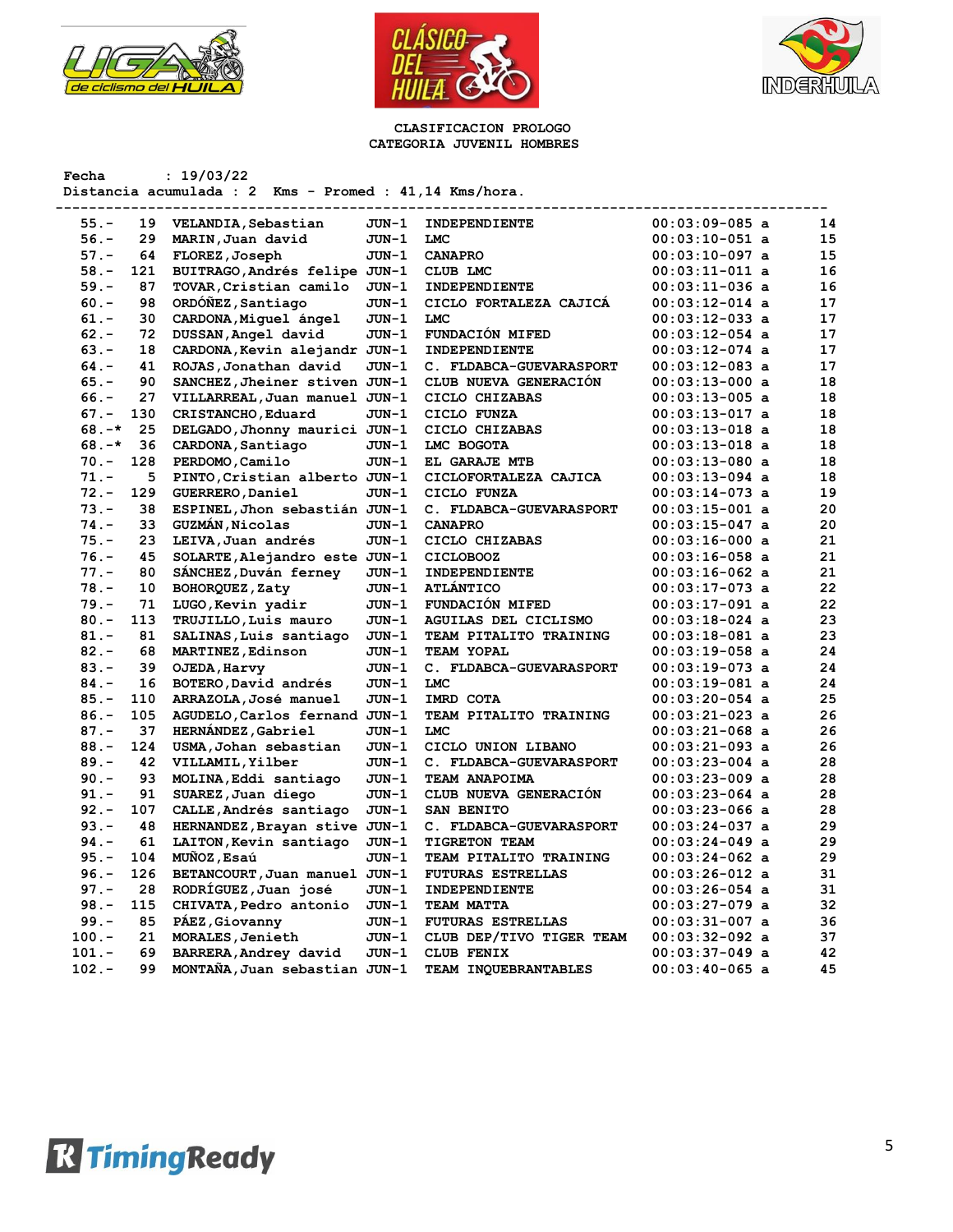**CLASIFICACION PROLOGO**
**CATEGORIA JUVENIL HOMBRES**

Fecha : 19/03/22
Distancia acumulada : 2 Kms - Promed : 41,14 Kms/hora.

| Pos. | Dorsal | Nombre | Cat. | Equipo | Tiempo | Dif. |
|---|---|---|---|---|---|---|
| 55.- | 19 | VELANDIA,Sebastian | JUN-1 | INDEPENDIENTE | 00:03:09-085 a | 14 |
| 56.- | 29 | MARIN,Juan david | JUN-1 | LMC | 00:03:10-051 a | 15 |
| 57.- | 64 | FLOREZ,Joseph | JUN-1 | CANAPRO | 00:03:10-097 a | 15 |
| 58.- | 121 | BUITRAGO,Andrés felipe | JUN-1 | CLUB LMC | 00:03:11-011 a | 16 |
| 59.- | 87 | TOVAR,Cristian camilo | JUN-1 | INDEPENDIENTE | 00:03:11-036 a | 16 |
| 60.- | 98 | ORDÓÑEZ,Santiago | JUN-1 | CICLO FORTALEZA CAJICÁ | 00:03:12-014 a | 17 |
| 61.- | 30 | CARDONA,Miguel ángel | JUN-1 | LMC | 00:03:12-033 a | 17 |
| 62.- | 72 | DUSSAN,Angel david | JUN-1 | FUNDACIÓN MIFED | 00:03:12-054 a | 17 |
| 63.- | 18 | CARDONA,Kevin alejandr | JUN-1 | INDEPENDIENTE | 00:03:12-074 a | 17 |
| 64.- | 41 | ROJAS,Jonathan david | JUN-1 | C. FLDABCA-GUEVARASPORT | 00:03:12-083 a | 17 |
| 65.- | 90 | SANCHEZ,Jheiner stiven | JUN-1 | CLUB NUEVA GENERACIÓN | 00:03:13-000 a | 18 |
| 66.- | 27 | VILLARREAL,Juan manuel | JUN-1 | CICLO CHIZABAS | 00:03:13-005 a | 18 |
| 67.- | 130 | CRISTANCHO,Eduard | JUN-1 | CICLO FUNZA | 00:03:13-017 a | 18 |
| 68.-* | 25 | DELGADO,Jhonny maurici | JUN-1 | CICLO CHIZABAS | 00:03:13-018 a | 18 |
| 68.-* | 36 | CARDONA,Santiago | JUN-1 | LMC BOGOTA | 00:03:13-018 a | 18 |
| 70.- | 128 | PERDOMO,Camilo | JUN-1 | EL GARAJE MTB | 00:03:13-080 a | 18 |
| 71.- | 5 | PINTO,Cristian alberto | JUN-1 | CICLOFORTALEZA CAJICA | 00:03:13-094 a | 18 |
| 72.- | 129 | GUERRERO,Daniel | JUN-1 | CICLO FUNZA | 00:03:14-073 a | 19 |
| 73.- | 38 | ESPINEL,Jhon sebastián | JUN-1 | C. FLDABCA-GUEVARASPORT | 00:03:15-001 a | 20 |
| 74.- | 33 | GUZMÁN,Nicolas | JUN-1 | CANAPRO | 00:03:15-047 a | 20 |
| 75.- | 23 | LEIVA,Juan andrés | JUN-1 | CICLO CHIZABAS | 00:03:16-000 a | 21 |
| 76.- | 45 | SOLARTE,Alejandro este | JUN-1 | CICLOBOOZ | 00:03:16-058 a | 21 |
| 77.- | 80 | SÁNCHEZ,Duván ferney | JUN-1 | INDEPENDIENTE | 00:03:16-062 a | 21 |
| 78.- | 10 | BOHORQUEZ,Zaty | JUN-1 | ATLÁNTICO | 00:03:17-073 a | 22 |
| 79.- | 71 | LUGO,Kevin yadir | JUN-1 | FUNDACIÓN MIFED | 00:03:17-091 a | 22 |
| 80.- | 113 | TRUJILLO,Luis mauro | JUN-1 | AGUILAS DEL CICLISMO | 00:03:18-024 a | 23 |
| 81.- | 81 | SALINAS,Luis santiago | JUN-1 | TEAM PITALITO TRAINING | 00:03:18-081 a | 23 |
| 82.- | 68 | MARTINEZ,Edinson | JUN-1 | TEAM YOPAL | 00:03:19-058 a | 24 |
| 83.- | 39 | OJEDA,Harvy | JUN-1 | C. FLDABCA-GUEVARASPORT | 00:03:19-073 a | 24 |
| 84.- | 16 | BOTERO,David andrés | JUN-1 | LMC | 00:03:19-081 a | 24 |
| 85.- | 110 | ARRAZOLA,José manuel | JUN-1 | IMRD COTA | 00:03:20-054 a | 25 |
| 86.- | 105 | AGUDELO,Carlos fernand | JUN-1 | TEAM PITALITO TRAINING | 00:03:21-023 a | 26 |
| 87.- | 37 | HERNÁNDEZ,Gabriel | JUN-1 | LMC | 00:03:21-068 a | 26 |
| 88.- | 124 | USMA,Johan sebastian | JUN-1 | CICLO UNION LIBANO | 00:03:21-093 a | 26 |
| 89.- | 42 | VILLAMIL,Yilber | JUN-1 | C. FLDABCA-GUEVARASPORT | 00:03:23-004 a | 28 |
| 90.- | 93 | MOLINA,Eddi santiago | JUN-1 | TEAM ANAPOIMA | 00:03:23-009 a | 28 |
| 91.- | 91 | SUAREZ,Juan diego | JUN-1 | CLUB NUEVA GENERACIÓN | 00:03:23-064 a | 28 |
| 92.- | 107 | CALLE,Andrés santiago | JUN-1 | SAN BENITO | 00:03:23-066 a | 28 |
| 93.- | 48 | HERNANDEZ,Brayan stive | JUN-1 | C. FLDABCA-GUEVARASPORT | 00:03:24-037 a | 29 |
| 94.- | 61 | LAITON,Kevin santiago | JUN-1 | TIGRETON TEAM | 00:03:24-049 a | 29 |
| 95.- | 104 | MUÑOZ,Esaú | JUN-1 | TEAM PITALITO TRAINING | 00:03:24-062 a | 29 |
| 96.- | 126 | BETANCOURT,Juan manuel | JUN-1 | FUTURAS ESTRELLAS | 00:03:26-012 a | 31 |
| 97.- | 28 | RODRÍGUEZ,Juan josé | JUN-1 | INDEPENDIENTE | 00:03:26-054 a | 31 |
| 98.- | 115 | CHIVATA,Pedro antonio | JUN-1 | TEAM MATTA | 00:03:27-079 a | 32 |
| 99.- | 85 | PÁEZ,Giovanny | JUN-1 | FUTURAS ESTRELLAS | 00:03:31-007 a | 36 |
| 100.- | 21 | MORALES,Jenieth | JUN-1 | CLUB DEP/TIVO TIGER TEAM | 00:03:32-092 a | 37 |
| 101.- | 69 | BARRERA,Andrey david | JUN-1 | CLUB FENIX | 00:03:37-049 a | 42 |
| 102.- | 99 | MONTAÑA,Juan sebastian | JUN-1 | TEAM INQUEBRANTABLES | 00:03:40-065 a | 45 |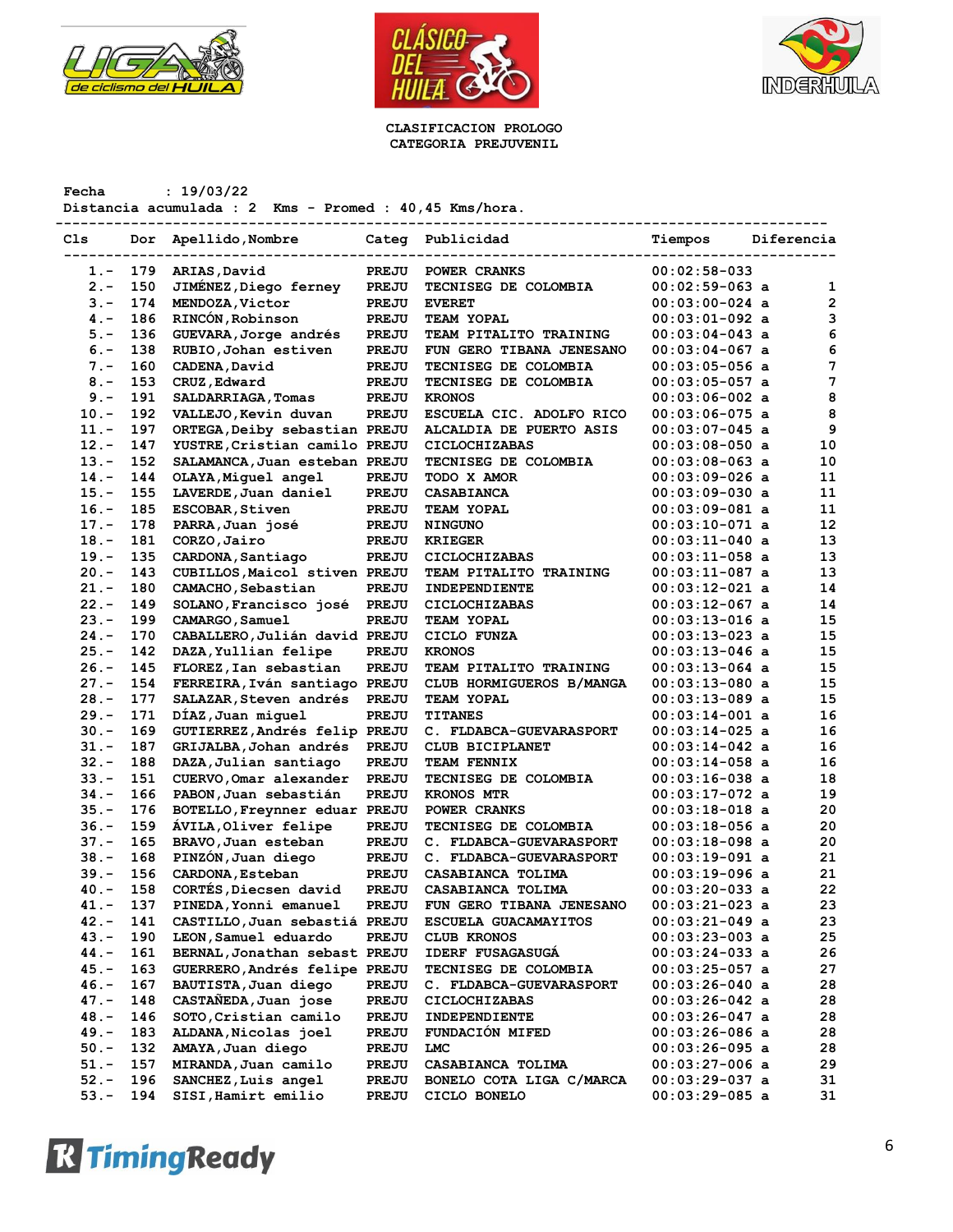CLASIFICACION PROLOGO
CATEGORIA PREJUVENIL

Fecha : 19/03/22
Distancia acumulada : 2 Kms - Promed : 40,45 Kms/hora.

| Cls | Dor | Apellido,Nombre | Categ | Publicidad | Tiempos | Diferencia |
|---|---|---|---|---|---|---|
| 1.- | 179 | ARIAS,David | PREJU | POWER CRANKS | 00:02:58-033 | |
| 2.- | 150 | JIMÉNEZ,Diego ferney | PREJU | TECNISEG DE COLOMBIA | 00:02:59-063 a | 1 |
| 3.- | 174 | MENDOZA,Victor | PREJU | EVERET | 00:03:00-024 a | 2 |
| 4.- | 186 | RINCÓN,Robinson | PREJU | TEAM YOPAL | 00:03:01-092 a | 3 |
| 5.- | 136 | GUEVARA,Jorge andrés | PREJU | TEAM PITALITO TRAINING | 00:03:04-043 a | 6 |
| 6.- | 138 | RUBIO,Johan estiven | PREJU | FUN GERO TIBANA JENESANO | 00:03:04-067 a | 6 |
| 7.- | 160 | CADENA,David | PREJU | TECNISEG DE COLOMBIA | 00:03:05-056 a | 7 |
| 8.- | 153 | CRUZ,Edward | PREJU | TECNISEG DE COLOMBIA | 00:03:05-057 a | 7 |
| 9.- | 191 | SALDARRIAGA,Tomas | PREJU | KRONOS | 00:03:06-002 a | 8 |
| 10.- | 192 | VALLEJO,Kevin duvan | PREJU | ESCUELA CIC. ADOLFO RICO | 00:03:06-075 a | 8 |
| 11.- | 197 | ORTEGA,Deiby sebastian | PREJU | ALCALDIA DE PUERTO ASIS | 00:03:07-045 a | 9 |
| 12.- | 147 | YUSTRE,Cristian camilo | PREJU | CICLOCHIZABAS | 00:03:08-050 a | 10 |
| 13.- | 152 | SALAMANCA,Juan esteban | PREJU | TECNISEG DE COLOMBIA | 00:03:08-063 a | 10 |
| 14.- | 144 | OLAYA,Miguel angel | PREJU | TODO X AMOR | 00:03:09-026 a | 11 |
| 15.- | 155 | LAVERDE,Juan daniel | PREJU | CASABIANCA | 00:03:09-030 a | 11 |
| 16.- | 185 | ESCOBAR,Stiven | PREJU | TEAM YOPAL | 00:03:09-081 a | 11 |
| 17.- | 178 | PARRA,Juan josé | PREJU | NINGUNO | 00:03:10-071 a | 12 |
| 18.- | 181 | CORZO,Jairo | PREJU | KRIEGER | 00:03:11-040 a | 13 |
| 19.- | 135 | CARDONA,Santiago | PREJU | CICLOCHIZABAS | 00:03:11-058 a | 13 |
| 20.- | 143 | CUBILLOS,Maicol stiven | PREJU | TEAM PITALITO TRAINING | 00:03:11-087 a | 13 |
| 21.- | 180 | CAMACHO,Sebastian | PREJU | INDEPENDIENTE | 00:03:12-021 a | 14 |
| 22.- | 149 | SOLANO,Francisco josé | PREJU | CICLOCHIZABAS | 00:03:12-067 a | 14 |
| 23.- | 199 | CAMARGO,Samuel | PREJU | TEAM YOPAL | 00:03:13-016 a | 15 |
| 24.- | 170 | CABALLERO,Julián david | PREJU | CICLO FUNZA | 00:03:13-023 a | 15 |
| 25.- | 142 | DAZA,Yullian felipe | PREJU | KRONOS | 00:03:13-046 a | 15 |
| 26.- | 145 | FLOREZ,Ian sebastian | PREJU | TEAM PITALITO TRAINING | 00:03:13-064 a | 15 |
| 27.- | 154 | FERREIRA,Iván santiago | PREJU | CLUB HORMIGUEROS B/MANGA | 00:03:13-080 a | 15 |
| 28.- | 177 | SALAZAR,Steven andrés | PREJU | TEAM YOPAL | 00:03:13-089 a | 15 |
| 29.- | 171 | DÍAZ,Juan miguel | PREJU | TITANES | 00:03:14-001 a | 16 |
| 30.- | 169 | GUTIERREZ,Andrés felip | PREJU | C. FLDABCA-GUEVARASPORT | 00:03:14-025 a | 16 |
| 31.- | 187 | GRIJALBA,Johan andrés | PREJU | CLUB BICIPLANET | 00:03:14-042 a | 16 |
| 32.- | 188 | DAZA,Julian santiago | PREJU | TEAM FENNIX | 00:03:14-058 a | 16 |
| 33.- | 151 | CUERVO,Omar alexander | PREJU | TECNISEG DE COLOMBIA | 00:03:16-038 a | 18 |
| 34.- | 166 | PABON,Juan sebastián | PREJU | KRONOS MTR | 00:03:17-072 a | 19 |
| 35.- | 176 | BOTELLO,Freynner eduar | PREJU | POWER CRANKS | 00:03:18-018 a | 20 |
| 36.- | 159 | ÁVILA,Oliver felipe | PREJU | TECNISEG DE COLOMBIA | 00:03:18-056 a | 20 |
| 37.- | 165 | BRAVO,Juan esteban | PREJU | C. FLDABCA-GUEVARASPORT | 00:03:18-098 a | 20 |
| 38.- | 168 | PINZÓN,Juan diego | PREJU | C. FLDABCA-GUEVARASPORT | 00:03:19-091 a | 21 |
| 39.- | 156 | CARDONA,Esteban | PREJU | CASABIANCA TOLIMA | 00:03:19-096 a | 21 |
| 40.- | 158 | CORTÉS,Diecsen david | PREJU | CASABIANCA TOLIMA | 00:03:20-033 a | 22 |
| 41.- | 137 | PINEDA,Yonni emanuel | PREJU | FUN GERO TIBANA JENESANO | 00:03:21-023 a | 23 |
| 42.- | 141 | CASTILLO,Juan sebastiá | PREJU | ESCUELA GUACAMAYITOS | 00:03:21-049 a | 23 |
| 43.- | 190 | LEON,Samuel eduardo | PREJU | CLUB KRONOS | 00:03:23-003 a | 25 |
| 44.- | 161 | BERNAL,Jonathan sebast | PREJU | IDERF FUSAGASUGÁ | 00:03:24-033 a | 26 |
| 45.- | 163 | GUERRERO,Andrés felipe | PREJU | TECNISEG DE COLOMBIA | 00:03:25-057 a | 27 |
| 46.- | 167 | BAUTISTA,Juan diego | PREJU | C. FLDABCA-GUEVARASPORT | 00:03:26-040 a | 28 |
| 47.- | 148 | CASTAÑEDA,Juan jose | PREJU | CICLOCHIZABAS | 00:03:26-042 a | 28 |
| 48.- | 146 | SOTO,Cristian camilo | PREJU | INDEPENDIENTE | 00:03:26-047 a | 28 |
| 49.- | 183 | ALDANA,Nicolas joel | PREJU | FUNDACIÓN MIFED | 00:03:26-086 a | 28 |
| 50.- | 132 | AMAYA,Juan diego | PREJU | LMC | 00:03:26-095 a | 28 |
| 51.- | 157 | MIRANDA,Juan camilo | PREJU | CASABIANCA TOLIMA | 00:03:27-006 a | 29 |
| 52.- | 196 | SANCHEZ,Luis angel | PREJU | BONELO COTA LIGA C/MARCA | 00:03:29-037 a | 31 |
| 53.- | 194 | SISI,Hamirt emilio | PREJU | CICLO BONELO | 00:03:29-085 a | 31 |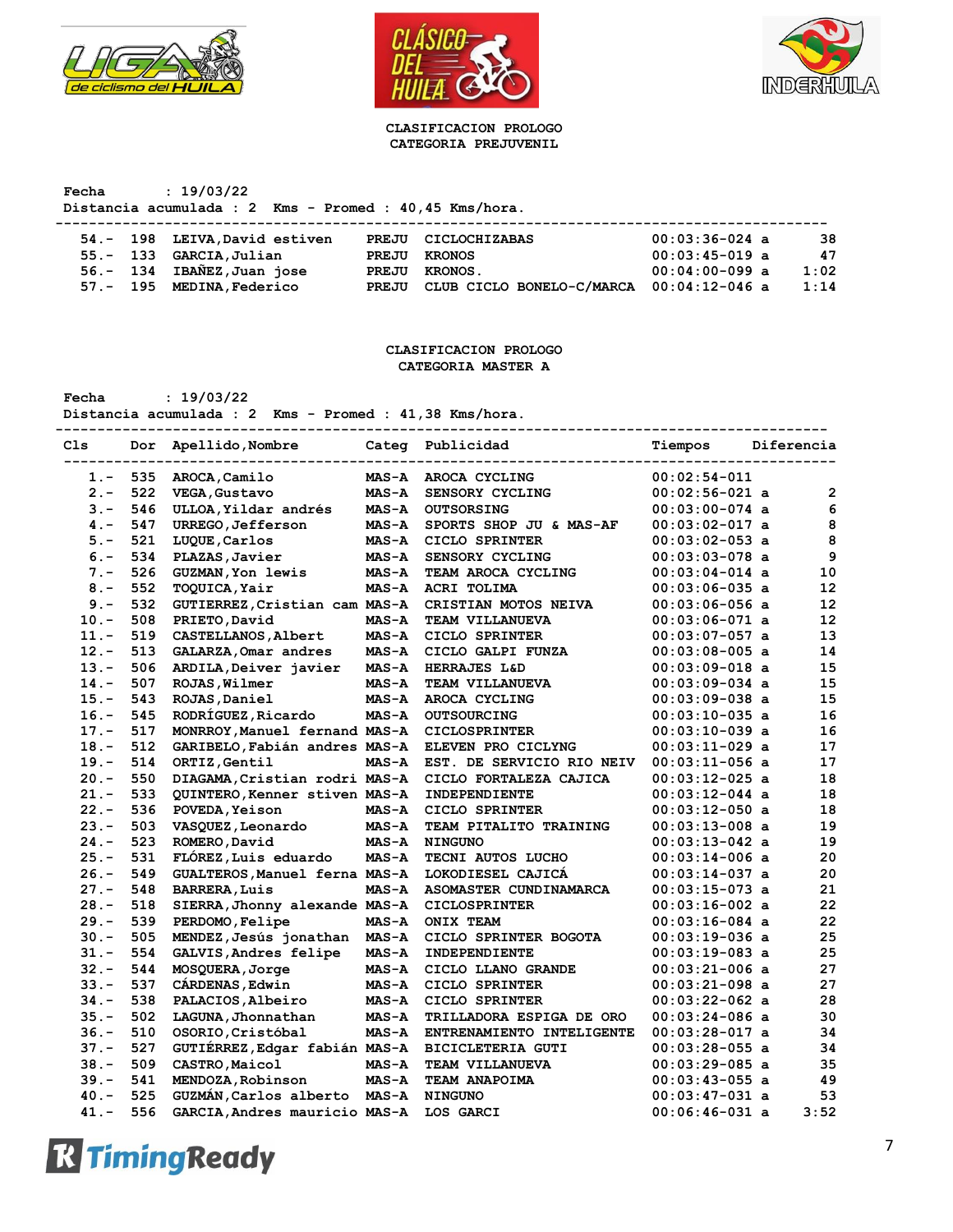## CLASIFICACION PROLOGO
### CATEGORIA PREJUVENIL

**Fecha** : 19/03/22
**Distancia acumulada** : 2 Kms - Promed : 40,45 Kms/hora.

| Cls | Dor | Apellido,Nombre | Categ | Publicidad | Tiempos | Diferencia |
|---|---|---|---|---|---|---|
| 54.- | 198 | LEIVA,David estiven | PREJU | CICLOCHIZABAS | 00:03:36-024 a | 38 |
| 55.- | 133 | GARCIA,Julian | PREJU | KRONOS | 00:03:45-019 a | 47 |
| 56.- | 134 | IBAÑEZ,Juan jose | PREJU | KRONOS. | 00:04:00-099 a | 1:02 |
| 57.- | 195 | MEDINA,Federico | PREJU | CLUB CICLO BONELO-C/MARCA | 00:04:12-046 a | 1:14 |

## CLASIFICACION PROLOGO
### CATEGORIA MASTER A

**Fecha** : 19/03/22
**Distancia acumulada** : 2 Kms - Promed : 41,38 Kms/hora.

| Cls | Dor | Apellido,Nombre | Categ | Publicidad | Tiempos | Diferencia |
|---|---|---|---|---|---|---|
| 1.- | 535 | AROCA,Camilo | MAS-A | AROCA CYCLING | 00:02:54-011 | |
| 2.- | 522 | VEGA,Gustavo | MAS-A | SENSORY CYCLING | 00:02:56-021 a | 2 |
| 3.- | 546 | ULLOA,Yildar andrés | MAS-A | OUTSORSING | 00:03:00-074 a | 6 |
| 4.- | 547 | URREGO,Jefferson | MAS-A | SPORTS SHOP JU & MAS-AF | 00:03:02-017 a | 8 |
| 5.- | 521 | LUQUE,Carlos | MAS-A | CICLO SPRINTER | 00:03:02-053 a | 8 |
| 6.- | 534 | PLAZAS,Javier | MAS-A | SENSORY CYCLING | 00:03:03-078 a | 9 |
| 7.- | 526 | GUZMAN,Yon lewis | MAS-A | TEAM AROCA CYCLING | 00:03:04-014 a | 10 |
| 8.- | 552 | TOQUICA,Yair | MAS-A | ACRI TOLIMA | 00:03:06-035 a | 12 |
| 9.- | 532 | GUTIERREZ,Cristian cam | MAS-A | CRISTIAN MOTOS NEIVA | 00:03:06-056 a | 12 |
| 10.- | 508 | PRIETO,David | MAS-A | TEAM VILLANUEVA | 00:03:06-071 a | 12 |
| 11.- | 519 | CASTELLANOS,Albert | MAS-A | CICLO SPRINTER | 00:03:07-057 a | 13 |
| 12.- | 513 | GALARZA,Omar andres | MAS-A | CICLO GALPI FUNZA | 00:03:08-005 a | 14 |
| 13.- | 506 | ARDILA,Deiver javier | MAS-A | HERRAJES L&D | 00:03:09-018 a | 15 |
| 14.- | 507 | ROJAS,Wilmer | MAS-A | TEAM VILLANUEVA | 00:03:09-034 a | 15 |
| 15.- | 543 | ROJAS,Daniel | MAS-A | AROCA CYCLING | 00:03:09-038 a | 15 |
| 16.- | 545 | RODRÍGUEZ,Ricardo | MAS-A | OUTSOURCING | 00:03:10-035 a | 16 |
| 17.- | 517 | MONRROY,Manuel fernand | MAS-A | CICLOSPRINTER | 00:03:10-039 a | 16 |
| 18.- | 512 | GARIBELO,Fabián andres | MAS-A | ELEVEN PRO CICLYNG | 00:03:11-029 a | 17 |
| 19.- | 514 | ORTIZ,Gentil | MAS-A | EST. DE SERVICIO RIO NEIV | 00:03:11-056 a | 17 |
| 20.- | 550 | DIAGAMA,Cristian rodri | MAS-A | CICLO FORTALEZA CAJICA | 00:03:12-025 a | 18 |
| 21.- | 533 | QUINTERO,Kenner stiven | MAS-A | INDEPENDIENTE | 00:03:12-044 a | 18 |
| 22.- | 536 | POVEDA,Yeison | MAS-A | CICLO SPRINTER | 00:03:12-050 a | 18 |
| 23.- | 503 | VASQUEZ,Leonardo | MAS-A | TEAM PITALITO TRAINING | 00:03:13-008 a | 19 |
| 24.- | 523 | ROMERO,David | MAS-A | NINGUNO | 00:03:13-042 a | 19 |
| 25.- | 531 | FLÓREZ,Luis eduardo | MAS-A | TECNI AUTOS LUCHO | 00:03:14-006 a | 20 |
| 26.- | 549 | GUALTEROS,Manuel ferna | MAS-A | LOKODIESEL CAJICÁ | 00:03:14-037 a | 20 |
| 27.- | 548 | BARRERA,Luis | MAS-A | ASOMASTER CUNDINAMARCA | 00:03:15-073 a | 21 |
| 28.- | 518 | SIERRA,Jhonny alexande | MAS-A | CICLOSPRINTER | 00:03:16-002 a | 22 |
| 29.- | 539 | PERDOMO,Felipe | MAS-A | ONIX TEAM | 00:03:16-084 a | 22 |
| 30.- | 505 | MENDEZ,Jesús jonathan | MAS-A | CICLO SPRINTER BOGOTA | 00:03:19-036 a | 25 |
| 31.- | 554 | GALVIS,Andres felipe | MAS-A | INDEPENDIENTE | 00:03:19-083 a | 25 |
| 32.- | 544 | MOSQUERA,Jorge | MAS-A | CICLO LLANO GRANDE | 00:03:21-006 a | 27 |
| 33.- | 537 | CÁRDENAS,Edwin | MAS-A | CICLO SPRINTER | 00:03:21-098 a | 27 |
| 34.- | 538 | PALACIOS,Albeiro | MAS-A | CICLO SPRINTER | 00:03:22-062 a | 28 |
| 35.- | 502 | LAGUNA,Jhonnathan | MAS-A | TRILLADORA ESPIGA DE ORO | 00:03:24-086 a | 30 |
| 36.- | 510 | OSORIO,Cristóbal | MAS-A | ENTRENAMIENTO INTELIGENTE | 00:03:28-017 a | 34 |
| 37.- | 527 | GUTIÉRREZ,Edgar fabián | MAS-A | BICICLETERIA GUTI | 00:03:28-055 a | 34 |
| 38.- | 509 | CASTRO,Maicol | MAS-A | TEAM VILLANUEVA | 00:03:29-085 a | 35 |
| 39.- | 541 | MENDOZA,Robinson | MAS-A | TEAM ANAPOIMA | 00:03:43-055 a | 49 |
| 40.- | 525 | GUZMÁN,Carlos alberto | MAS-A | NINGUNO | 00:03:47-031 a | 53 |
| 41.- | 556 | GARCIA,Andres mauricio | MAS-A | LOS GARCI | 00:06:46-031 a | 3:52 |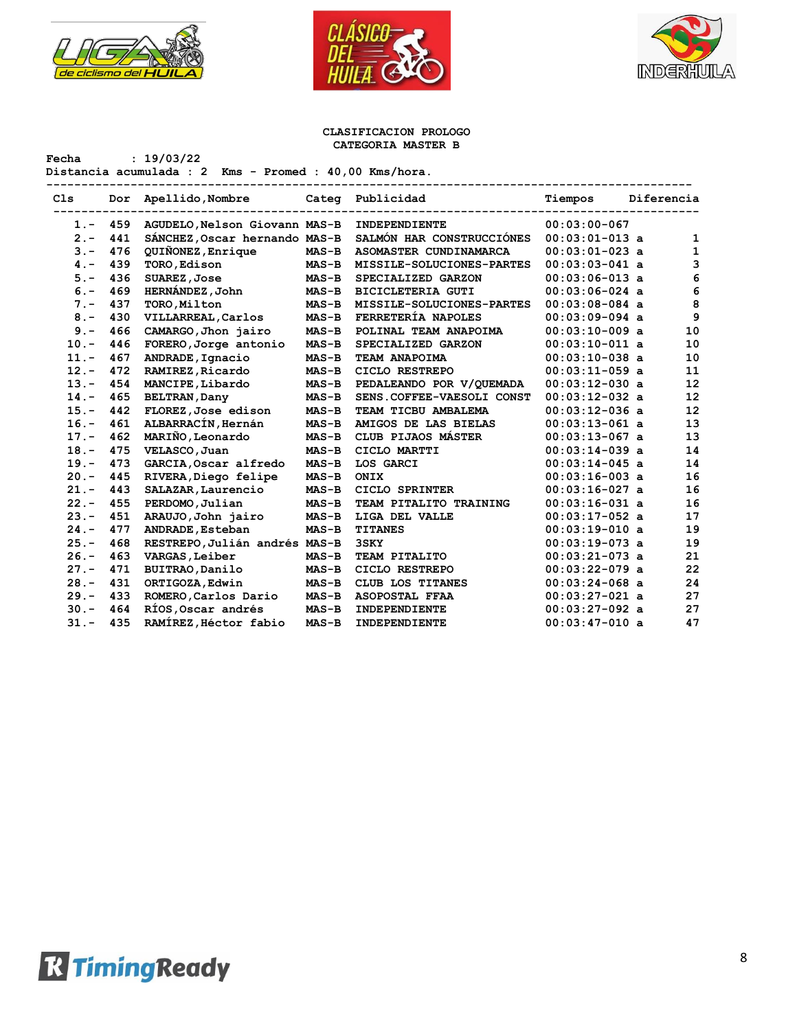**CLASIFICACION PROLOGO**
**CATEGORIA MASTER B**

**Fecha : 19/03/22**
**Distancia acumulada : 2 Kms - Promed : 40,00 Kms/hora.**

| Cls | Dor | Apellido,Nombre | Categ | Publicidad | Tiempos | Diferencia |
|---|---|---|---|---|---|---|
| 1.- | 459 | AGUDELO,Nelson Giovann | MAS-B | INDEPENDIENTE | 00:03:00-067 | |
| 2.- | 441 | SÁNCHEZ,Oscar hernando | MAS-B | SALMÓN HAR CONSTRUCCIÓNES | 00:03:01-013 a | 1 |
| 3.- | 476 | QUIÑONEZ,Enrique | MAS-B | ASOMASTER CUNDINAMARCA | 00:03:01-023 a | 1 |
| 4.- | 439 | TORO,Edison | MAS-B | MISSILE-SOLUCIONES-PARTES | 00:03:03-041 a | 3 |
| 5.- | 436 | SUAREZ,Jose | MAS-B | SPECIALIZED GARZON | 00:03:06-013 a | 6 |
| 6.- | 469 | HERNÁNDEZ,John | MAS-B | BICICLETERIA GUTI | 00:03:06-024 a | 6 |
| 7.- | 437 | TORO,Milton | MAS-B | MISSILE-SOLUCIONES-PARTES | 00:03:08-084 a | 8 |
| 8.- | 430 | VILLARREAL,Carlos | MAS-B | FERRETERÍA NAPOLES | 00:03:09-094 a | 9 |
| 9.- | 466 | CAMARGO,Jhon jairo | MAS-B | POLINAL TEAM ANAPOIMA | 00:03:10-009 a | 10 |
| 10.- | 446 | FORERO,Jorge antonio | MAS-B | SPECIALIZED GARZON | 00:03:10-011 a | 10 |
| 11.- | 467 | ANDRADE,Ignacio | MAS-B | TEAM ANAPOIMA | 00:03:10-038 a | 10 |
| 12.- | 472 | RAMIREZ,Ricardo | MAS-B | CICLO RESTREPO | 00:03:11-059 a | 11 |
| 13.- | 454 | MANCIPE,Libardo | MAS-B | PEDALEANDO POR V/QUEMADA | 00:03:12-030 a | 12 |
| 14.- | 465 | BELTRAN,Dany | MAS-B | SENS.COFFEE-VAESOLI CONST | 00:03:12-032 a | 12 |
| 15.- | 442 | FLOREZ,Jose edison | MAS-B | TEAM TICBU AMBALEMA | 00:03:12-036 a | 12 |
| 16.- | 461 | ALBARRACÍN,Hernán | MAS-B | AMIGOS DE LAS BIELAS | 00:03:13-061 a | 13 |
| 17.- | 462 | MARIÑO,Leonardo | MAS-B | CLUB PIJAOS MÁSTER | 00:03:13-067 a | 13 |
| 18.- | 475 | VELASCO,Juan | MAS-B | CICLO MARTTI | 00:03:14-039 a | 14 |
| 19.- | 473 | GARCIA,Oscar alfredo | MAS-B | LOS GARCI | 00:03:14-045 a | 14 |
| 20.- | 445 | RIVERA,Diego felipe | MAS-B | ONIX | 00:03:16-003 a | 16 |
| 21.- | 443 | SALAZAR,Laurencio | MAS-B | CICLO SPRINTER | 00:03:16-027 a | 16 |
| 22.- | 455 | PERDOMO,Julian | MAS-B | TEAM PITALITO TRAINING | 00:03:16-031 a | 16 |
| 23.- | 451 | ARAUJO,John jairo | MAS-B | LIGA DEL VALLE | 00:03:17-052 a | 17 |
| 24.- | 477 | ANDRADE,Esteban | MAS-B | TITANES | 00:03:19-010 a | 19 |
| 25.- | 468 | RESTREPO,Julián andrés | MAS-B | 3SKY | 00:03:19-073 a | 19 |
| 26.- | 463 | VARGAS,Leiber | MAS-B | TEAM PITALITO | 00:03:21-073 a | 21 |
| 27.- | 471 | BUITRAO,Danilo | MAS-B | CICLO RESTREPO | 00:03:22-079 a | 22 |
| 28.- | 431 | ORTIGOZA,Edwin | MAS-B | CLUB LOS TITANES | 00:03:24-068 a | 24 |
| 29.- | 433 | ROMERO,Carlos Dario | MAS-B | ASOPOSTAL FFAA | 00:03:27-021 a | 27 |
| 30.- | 464 | RÍOS,Oscar andrés | MAS-B | INDEPENDIENTE | 00:03:27-092 a | 27 |
| 31.- | 435 | RAMÍREZ,Héctor fabio | MAS-B | INDEPENDIENTE | 00:03:47-010 a | 47 |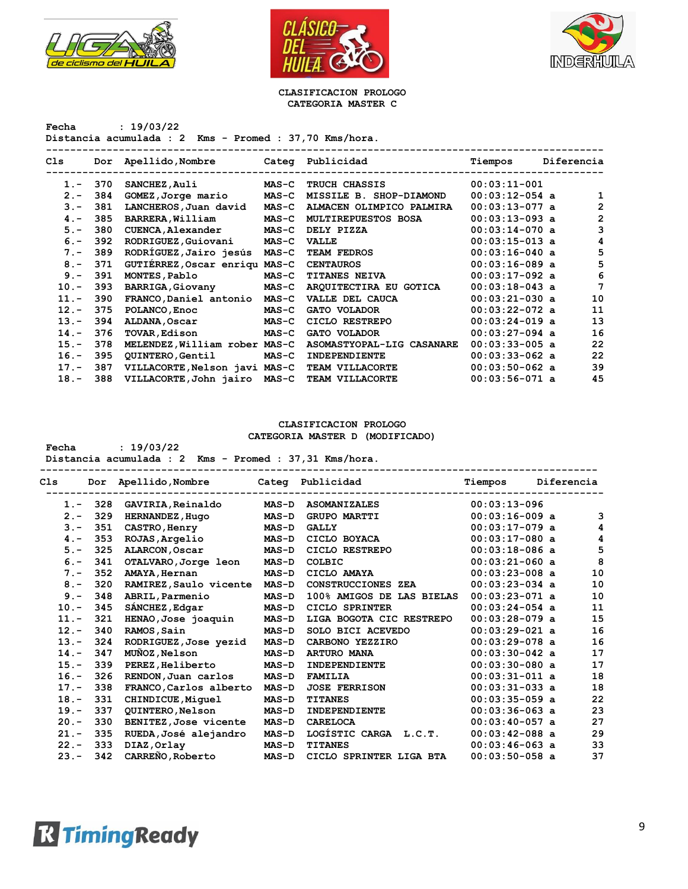## CLASIFICACION PROLOGO
### CATEGORIA MASTER C

**Fecha** : 19/03/22
**Distancia acumulada** : 2 Kms - Promed : 37,70 Kms/hora.

| Cls | Dor | Apellido,Nombre | Categ | Publicidad | Tiempos | Diferencia |
|---|---|---|---|---|---|---|
| 1.- | 370 | SANCHEZ,Auli | MAS-C | TRUCH CHASSIS | 00:03:11-001 | |
| 2.- | 384 | GOMEZ,Jorge mario | MAS-C | MISSILE B. SHOP-DIAMOND | 00:03:12-054 a | 1 |
| 3.- | 381 | LANCHEROS,Juan david | MAS-C | ALMACEN OLIMPICO PALMIRA | 00:03:13-077 a | 2 |
| 4.- | 385 | BARRERA,William | MAS-C | MULTIREPUESTOS BOSA | 00:03:13-093 a | 2 |
| 5.- | 380 | CUENCA,Alexander | MAS-C | DELY PIZZA | 00:03:14-070 a | 3 |
| 6.- | 392 | RODRIGUEZ,Guiovani | MAS-C | VALLE | 00:03:15-013 a | 4 |
| 7.- | 389 | RODRÍGUEZ,Jairo jesús | MAS-C | TEAM FEDROS | 00:03:16-040 a | 5 |
| 8.- | 371 | GUTIÉRREZ,Oscar enriqu | MAS-C | CENTAUROS | 00:03:16-089 a | 5 |
| 9.- | 391 | MONTES,Pablo | MAS-C | TITANES NEIVA | 00:03:17-092 a | 6 |
| 10.- | 393 | BARRIGA,Giovany | MAS-C | ARQUITECTIRA EU GOTICA | 00:03:18-043 a | 7 |
| 11.- | 390 | FRANCO,Daniel antonio | MAS-C | VALLE DEL CAUCA | 00:03:21-030 a | 10 |
| 12.- | 375 | POLANCO,Enoc | MAS-C | GATO VOLADOR | 00:03:22-072 a | 11 |
| 13.- | 394 | ALDANA,Oscar | MAS-C | CICLO RESTREPO | 00:03:24-019 a | 13 |
| 14.- | 376 | TOVAR,Edison | MAS-C | GATO VOLADOR | 00:03:27-094 a | 16 |
| 15.- | 378 | MELENDEZ,William rober | MAS-C | ASOMASTYOPAL-LIG CASANARE | 00:03:33-005 a | 22 |
| 16.- | 395 | QUINTERO,Gentil | MAS-C | INDEPENDIENTE | 00:03:33-062 a | 22 |
| 17.- | 387 | VILLACORTE,Nelson javi | MAS-C | TEAM VILLACORTE | 00:03:50-062 a | 39 |
| 18.- | 388 | VILLACORTE,John jairo | MAS-C | TEAM VILLACORTE | 00:03:56-071 a | 45 |

## CLASIFICACION PROLOGO
### CATEGORIA MASTER D (MODIFICADO)

**Fecha** : 19/03/22
**Distancia acumulada** : 2 Kms - Promed : 37,31 Kms/hora.

| Cls | Dor | Apellido,Nombre | Categ | Publicidad | Tiempos | Diferencia |
|---|---|---|---|---|---|---|
| 1.- | 328 | GAVIRIA,Reinaldo | MAS-D | ASOMANIZALES | 00:03:13-096 | |
| 2.- | 329 | HERNANDEZ,Hugo | MAS-D | GRUPO MARTTI | 00:03:16-009 a | 3 |
| 3.- | 351 | CASTRO,Henry | MAS-D | GALLY | 00:03:17-079 a | 4 |
| 4.- | 353 | ROJAS,Argelio | MAS-D | CICLO BOYACA | 00:03:17-080 a | 4 |
| 5.- | 325 | ALARCON,Oscar | MAS-D | CICLO RESTREPO | 00:03:18-086 a | 5 |
| 6.- | 341 | OTALVARO,Jorge leon | MAS-D | COLBIC | 00:03:21-060 a | 8 |
| 7.- | 352 | AMAYA,Hernan | MAS-D | CICLO AMAYA | 00:03:23-008 a | 10 |
| 8.- | 320 | RAMIREZ,Saulo vicente | MAS-D | CONSTRUCCIONES ZEA | 00:03:23-034 a | 10 |
| 9.- | 348 | ABRIL,Parmenio | MAS-D | 100% AMIGOS DE LAS BIELAS | 00:03:23-071 a | 10 |
| 10.- | 345 | SÁNCHEZ,Edgar | MAS-D | CICLO SPRINTER | 00:03:24-054 a | 11 |
| 11.- | 321 | HENAO,Jose joaquin | MAS-D | LIGA BOGOTA CIC RESTREPO | 00:03:28-079 a | 15 |
| 12.- | 340 | RAMOS,Sain | MAS-D | SOLO BICI ACEVEDO | 00:03:29-021 a | 16 |
| 13.- | 324 | RODRIGUEZ,Jose yezid | MAS-D | CARBONO YEZZIRO | 00:03:29-078 a | 16 |
| 14.- | 347 | MUÑOZ,Nelson | MAS-D | ARTURO MANA | 00:03:30-042 a | 17 |
| 15.- | 339 | PEREZ,Heliberto | MAS-D | INDEPENDIENTE | 00:03:30-080 a | 17 |
| 16.- | 326 | RENDON,Juan carlos | MAS-D | FAMILIA | 00:03:31-011 a | 18 |
| 17.- | 338 | FRANCO,Carlos alberto | MAS-D | JOSE FERRISON | 00:03:31-033 a | 18 |
| 18.- | 331 | CHINDICUE,Miguel | MAS-D | TITANES | 00:03:35-059 a | 22 |
| 19.- | 337 | QUINTERO,Nelson | MAS-D | INDEPENDIENTE | 00:03:36-063 a | 23 |
| 20.- | 330 | BENITEZ,Jose vicente | MAS-D | CARELOCA | 00:03:40-057 a | 27 |
| 21.- | 335 | RUEDA,José alejandro | MAS-D | LOGÍSTIC CARGA L.C.T. | 00:03:42-088 a | 29 |
| 22.- | 333 | DIAZ,Orlay | MAS-D | TITANES | 00:03:46-063 a | 33 |
| 23.- | 342 | CARREÑO,Roberto | MAS-D | CICLO SPRINTER LIGA BTA | 00:03:50-058 a | 37 |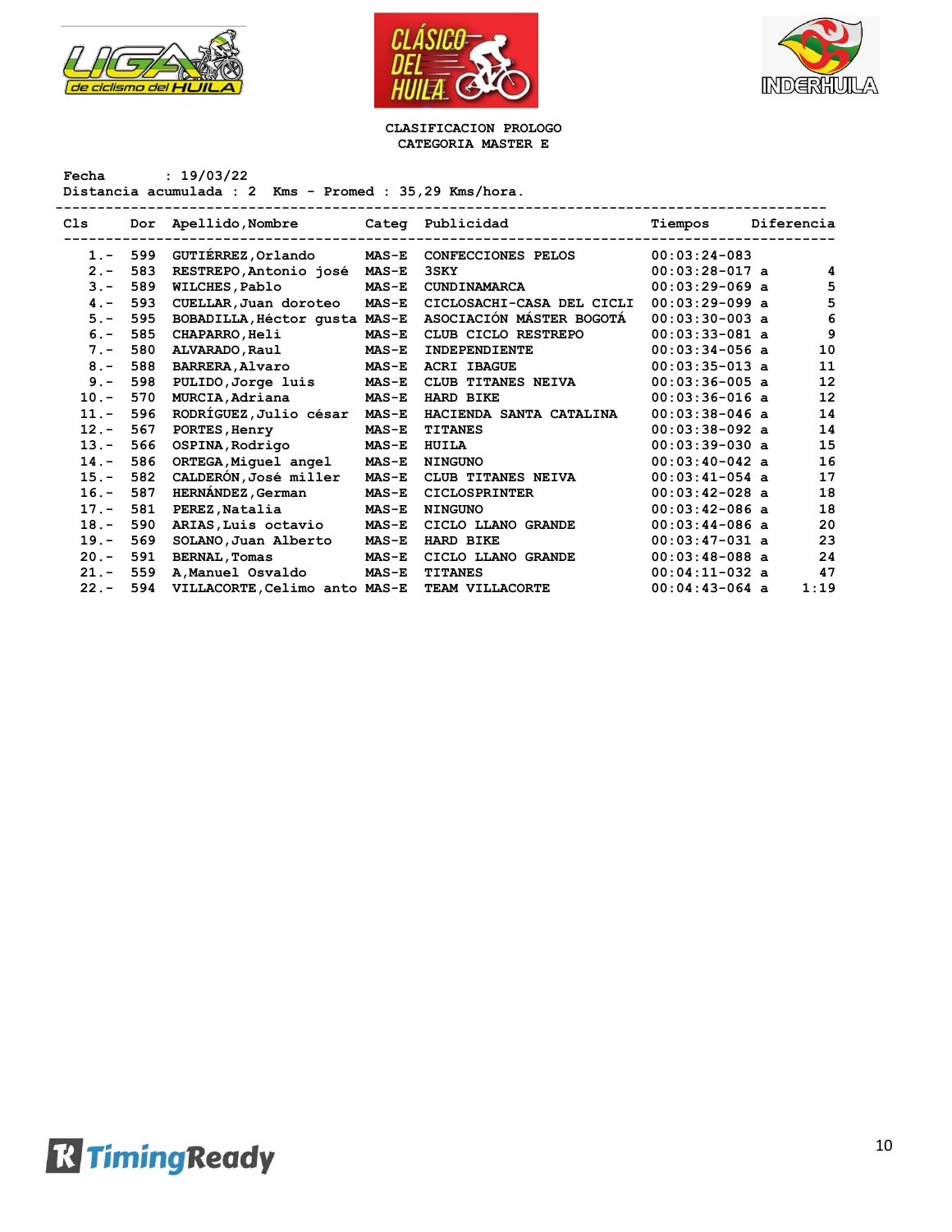**CLASIFICACION PROLOGO**
**CATEGORIA MASTER E**

**Fecha : 19/03/22**
**Distancia acumulada : 2 Kms - Promed : 35,29 Kms/hora.**

| Cls | Dor | Apellido,Nombre | Categ | Publicidad | Tiempos | Diferencia |
|---|---|---|---|---|---|---|
| 1.- | 599 | GUTIÉRREZ,Orlando | MAS-E | CONFECCIONES PELOS | 00:03:24-083 | |
| 2.- | 583 | RESTREPO,Antonio josé | MAS-E | 3SKY | 00:03:28-017 a | 4 |
| 3.- | 589 | WILCHES,Pablo | MAS-E | CUNDINAMARCA | 00:03:29-069 a | 5 |
| 4.- | 593 | CUELLAR,Juan doroteo | MAS-E | CICLOSACHI-CASA DEL CICLI | 00:03:29-099 a | 5 |
| 5.- | 595 | BOBADILLA,Héctor gusta | MAS-E | ASOCIACIÓN MÁSTER BOGOTÁ | 00:03:30-003 a | 6 |
| 6.- | 585 | CHAPARRO,Heli | MAS-E | CLUB CICLO RESTREPO | 00:03:33-081 a | 9 |
| 7.- | 580 | ALVARADO,Raul | MAS-E | INDEPENDIENTE | 00:03:34-056 a | 10 |
| 8.- | 588 | BARRERA,Alvaro | MAS-E | ACRI IBAGUE | 00:03:35-013 a | 11 |
| 9.- | 598 | PULIDO,Jorge luis | MAS-E | CLUB TITANES NEIVA | 00:03:36-005 a | 12 |
| 10.- | 570 | MURCIA,Adriana | MAS-E | HARD BIKE | 00:03:36-016 a | 12 |
| 11.- | 596 | RODRÍGUEZ,Julio césar | MAS-E | HACIENDA SANTA CATALINA | 00:03:38-046 a | 14 |
| 12.- | 567 | PORTES,Henry | MAS-E | TITANES | 00:03:38-092 a | 14 |
| 13.- | 566 | OSPINA,Rodrigo | MAS-E | HUILA | 00:03:39-030 a | 15 |
| 14.- | 586 | ORTEGA,Miguel angel | MAS-E | NINGUNO | 00:03:40-042 a | 16 |
| 15.- | 582 | CALDERÓN,José miller | MAS-E | CLUB TITANES NEIVA | 00:03:41-054 a | 17 |
| 16.- | 587 | HERNÁNDEZ,German | MAS-E | CICLOSPRINTER | 00:03:42-028 a | 18 |
| 17.- | 581 | PEREZ,Natalia | MAS-E | NINGUNO | 00:03:42-086 a | 18 |
| 18.- | 590 | ARIAS,Luis octavio | MAS-E | CICLO LLANO GRANDE | 00:03:44-086 a | 20 |
| 19.- | 569 | SOLANO,Juan Alberto | MAS-E | HARD BIKE | 00:03:47-031 a | 23 |
| 20.- | 591 | BERNAL,Tomas | MAS-E | CICLO LLANO GRANDE | 00:03:48-088 a | 24 |
| 21.- | 559 | A,Manuel Osvaldo | MAS-E | TITANES | 00:04:11-032 a | 47 |
| 22.- | 594 | VILLACORTE,Celimo anto | MAS-E | TEAM VILLACORTE | 00:04:43-064 a | 1:19 |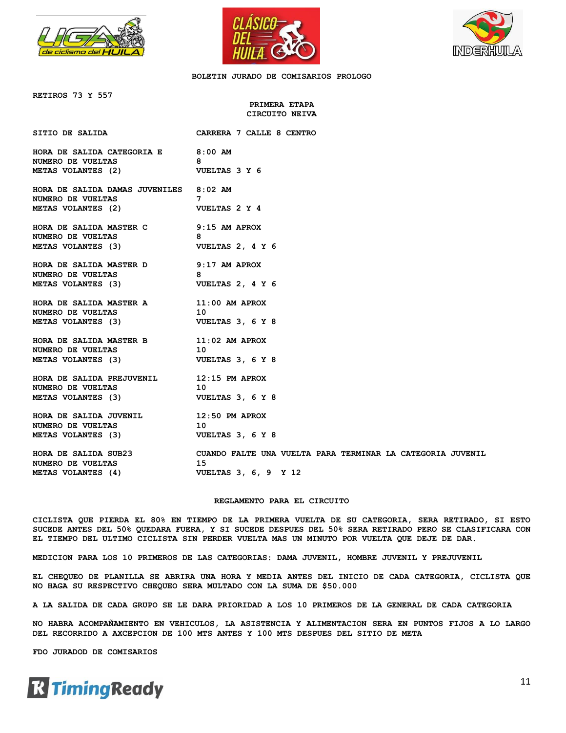## BOLETIN JURADO DE COMISARIOS PROLOGO

**RETIROS 73 Y 557**

### PRIMERA ETAPA
### CIRCUITO NEIVA

| | |
|---|---|
| SITIO DE SALIDA | CARRERA 7 CALLE 8 CENTRO |
| HORA DE SALIDA CATEGORIA E | 8:00 AM |
| NUMERO DE VUELTAS | 8 |
| METAS VOLANTES (2) | VUELTAS 3 Y 6 |
| HORA DE SALIDA DAMAS JUVENILES | 8:02 AM |
| NUMERO DE VUELTAS | 7 |
| METAS VOLANTES (2) | VUELTAS 2 Y 4 |
| HORA DE SALIDA MASTER C | 9:15 AM APROX |
| NUMERO DE VUELTAS | 8 |
| METAS VOLANTES (3) | VUELTAS 2, 4 Y 6 |
| HORA DE SALIDA MASTER D | 9:17 AM APROX |
| NUMERO DE VUELTAS | 8 |
| METAS VOLANTES (3) | VUELTAS 2, 4 Y 6 |
| HORA DE SALIDA MASTER A | 11:00 AM APROX |
| NUMERO DE VUELTAS | 10 |
| METAS VOLANTES (3) | VUELTAS 3, 6 Y 8 |
| HORA DE SALIDA MASTER B | 11:02 AM APROX |
| NUMERO DE VUELTAS | 10 |
| METAS VOLANTES (3) | VUELTAS 3, 6 Y 8 |
| HORA DE SALIDA PREJUVENIL | 12:15 PM APROX |
| NUMERO DE VUELTAS | 10 |
| METAS VOLANTES (3) | VUELTAS 3, 6 Y 8 |
| HORA DE SALIDA JUVENIL | 12:50 PM APROX |
| NUMERO DE VUELTAS | 10 |
| METAS VOLANTES (3) | VUELTAS 3, 6 Y 8 |
| HORA DE SALIDA SUB23 | CUANDO FALTE UNA VUELTA PARA TERMINAR LA CATEGORIA JUVENIL |
| NUMERO DE VUELTAS | 15 |
| METAS VOLANTES (4) | VUELTAS 3, 6, 9 Y 12 |

### REGLAMENTO PARA EL CIRCUITO

CICLISTA QUE PIERDA EL 80% EN TIEMPO DE LA PRIMERA VUELTA DE SU CATEGORIA, SERA RETIRADO, SI ESTO SUCEDE ANTES DEL 50% QUEDARA FUERA, Y SI SUCEDE DESPUES DEL 50% SERA RETIRADO PERO SE CLASIFICARA CON EL TIEMPO DEL ULTIMO CICLISTA SIN PERDER VUELTA MAS UN MINUTO POR VUELTA QUE DEJE DE DAR.

MEDICION PARA LOS 10 PRIMEROS DE LAS CATEGORIAS: DAMA JUVENIL, HOMBRE JUVENIL Y PREJUVENIL

EL CHEQUEO DE PLANILLA SE ABRIRA UNA HORA Y MEDIA ANTES DEL INICIO DE CADA CATEGORIA, CICLISTA QUE NO HAGA SU RESPECTIVO CHEQUEO SERA MULTADO CON LA SUMA DE $50.000

A LA SALIDA DE CADA GRUPO SE LE DARA PRIORIDAD A LOS 10 PRIMEROS DE LA GENERAL DE CADA CATEGORIA

NO HABRA ACOMPAÑAMIENTO EN VEHICULOS, LA ASISTENCIA Y ALIMENTACION SERA EN PUNTOS FIJOS A LO LARGO DEL RECORRIDO A AXCEPCION DE 100 MTS ANTES Y 100 MTS DESPUES DEL SITIO DE META

FDO JURADOD DE COMISARIOS